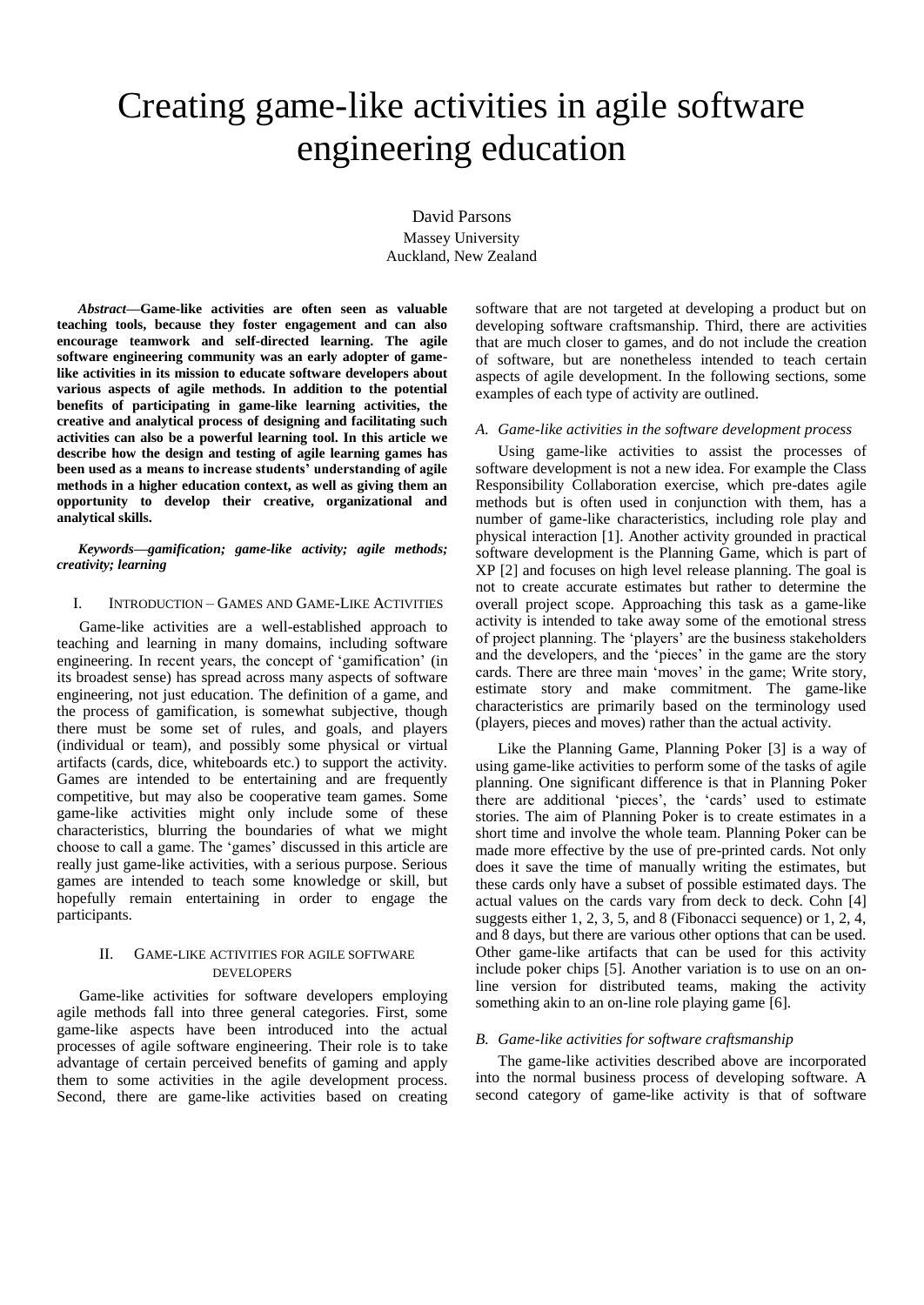# Creating game-like activities in agile software engineering education

David Parsons
Massey University
Auckland, New Zealand

***Abstract*—Game-like activities are often seen as valuable teaching tools, because they foster engagement and can also encourage teamwork and self-directed learning. The agile software engineering community was an early adopter of game-like activities in its mission to educate software developers about various aspects of agile methods. In addition to the potential benefits of participating in game-like learning activities, the creative and analytical process of designing and facilitating such activities can also be a powerful learning tool. In this article we describe how the design and testing of agile learning games has been used as a means to increase students' understanding of agile methods in a higher education context, as well as giving them an opportunity to develop their creative, organizational and analytical skills.**

***Keywords—gamification; game-like activity; agile methods; creativity; learning***

## I. Introduction – Games and Game-Like Activities

Game-like activities are a well-established approach to teaching and learning in many domains, including software engineering. In recent years, the concept of 'gamification' (in its broadest sense) has spread across many aspects of software engineering, not just education. The definition of a game, and the process of gamification, is somewhat subjective, though there must be some set of rules, and goals, and players (individual or team), and possibly some physical or virtual artifacts (cards, dice, whiteboards etc.) to support the activity. Games are intended to be entertaining and are frequently competitive, but may also be cooperative team games. Some game-like activities might only include some of these characteristics, blurring the boundaries of what we might choose to call a game. The 'games' discussed in this article are really just game-like activities, with a serious purpose. Serious games are intended to teach some knowledge or skill, but hopefully remain entertaining in order to engage the participants.

## II. Game-like activities for agile software developers

Game-like activities for software developers employing agile methods fall into three general categories. First, some game-like aspects have been introduced into the actual processes of agile software engineering. Their role is to take advantage of certain perceived benefits of gaming and apply them to some activities in the agile development process. Second, there are game-like activities based on creating software that are not targeted at developing a product but on developing software craftsmanship. Third, there are activities that are much closer to games, and do not include the creation of software, but are nonetheless intended to teach certain aspects of agile development. In the following sections, some examples of each type of activity are outlined.

### *A. Game-like activities in the software development process*

Using game-like activities to assist the processes of software development is not a new idea. For example the Class Responsibility Collaboration exercise, which pre-dates agile methods but is often used in conjunction with them, has a number of game-like characteristics, including role play and physical interaction [1]. Another activity grounded in practical software development is the Planning Game, which is part of XP [2] and focuses on high level release planning. The goal is not to create accurate estimates but rather to determine the overall project scope. Approaching this task as a game-like activity is intended to take away some of the emotional stress of project planning. The 'players' are the business stakeholders and the developers, and the 'pieces' in the game are the story cards. There are three main 'moves' in the game; Write story, estimate story and make commitment. The game-like characteristics are primarily based on the terminology used (players, pieces and moves) rather than the actual activity.

Like the Planning Game, Planning Poker [3] is a way of using game-like activities to perform some of the tasks of agile planning. One significant difference is that in Planning Poker there are additional 'pieces', the 'cards' used to estimate stories. The aim of Planning Poker is to create estimates in a short time and involve the whole team. Planning Poker can be made more effective by the use of pre-printed cards. Not only does it save the time of manually writing the estimates, but these cards only have a subset of possible estimated days. The actual values on the cards vary from deck to deck. Cohn [4] suggests either 1, 2, 3, 5, and 8 (Fibonacci sequence) or 1, 2, 4, and 8 days, but there are various other options that can be used. Other game-like artifacts that can be used for this activity include poker chips [5]. Another variation is to use on an on-line version for distributed teams, making the activity something akin to an on-line role playing game [6].

### *B. Game-like activities for software craftsmanship*

The game-like activities described above are incorporated into the normal business process of developing software. A second category of game-like activity is that of software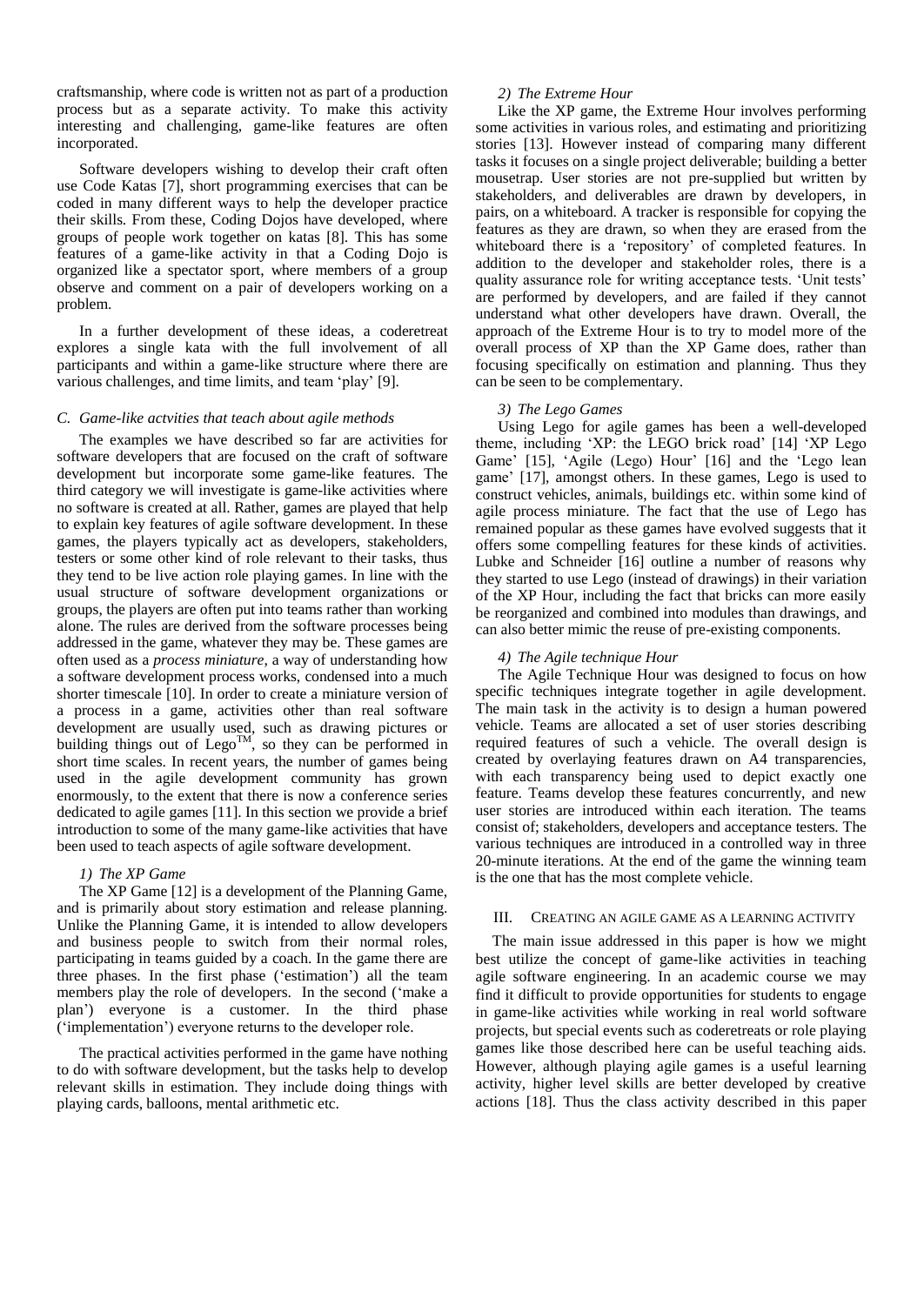craftsmanship, where code is written not as part of a production process but as a separate activity. To make this activity interesting and challenging, game-like features are often incorporated.

Software developers wishing to develop their craft often use Code Katas [7], short programming exercises that can be coded in many different ways to help the developer practice their skills. From these, Coding Dojos have developed, where groups of people work together on katas [8]. This has some features of a game-like activity in that a Coding Dojo is organized like a spectator sport, where members of a group observe and comment on a pair of developers working on a problem.

In a further development of these ideas, a coderetreat explores a single kata with the full involvement of all participants and within a game-like structure where there are various challenges, and time limits, and team 'play' [9].

### C. Game-like actvities that teach about agile methods

The examples we have described so far are activities for software developers that are focused on the craft of software development but incorporate some game-like features. The third category we will investigate is game-like activities where no software is created at all. Rather, games are played that help to explain key features of agile software development. In these games, the players typically act as developers, stakeholders, testers or some other kind of role relevant to their tasks, thus they tend to be live action role playing games. In line with the usual structure of software development organizations or groups, the players are often put into teams rather than working alone. The rules are derived from the software processes being addressed in the game, whatever they may be. These games are often used as a *process miniature*, a way of understanding how a software development process works, condensed into a much shorter timescale [10]. In order to create a miniature version of a process in a game, activities other than real software development are usually used, such as drawing pictures or building things out of Lego™, so they can be performed in short time scales. In recent years, the number of games being used in the agile development community has grown enormously, to the extent that there is now a conference series dedicated to agile games [11]. In this section we provide a brief introduction to some of the many game-like activities that have been used to teach aspects of agile software development.

#### 1) The XP Game

The XP Game [12] is a development of the Planning Game, and is primarily about story estimation and release planning. Unlike the Planning Game, it is intended to allow developers and business people to switch from their normal roles, participating in teams guided by a coach. In the game there are three phases. In the first phase ('estimation') all the team members play the role of developers. In the second ('make a plan') everyone is a customer. In the third phase ('implementation') everyone returns to the developer role.

The practical activities performed in the game have nothing to do with software development, but the tasks help to develop relevant skills in estimation. They include doing things with playing cards, balloons, mental arithmetic etc.

#### 2) The Extreme Hour

Like the XP game, the Extreme Hour involves performing some activities in various roles, and estimating and prioritizing stories [13]. However instead of comparing many different tasks it focuses on a single project deliverable; building a better mousetrap. User stories are not pre-supplied but written by stakeholders, and deliverables are drawn by developers, in pairs, on a whiteboard. A tracker is responsible for copying the features as they are drawn, so when they are erased from the whiteboard there is a 'repository' of completed features. In addition to the developer and stakeholder roles, there is a quality assurance role for writing acceptance tests. 'Unit tests' are performed by developers, and are failed if they cannot understand what other developers have drawn. Overall, the approach of the Extreme Hour is to try to model more of the overall process of XP than the XP Game does, rather than focusing specifically on estimation and planning. Thus they can be seen to be complementary.

#### 3) The Lego Games

Using Lego for agile games has been a well-developed theme, including 'XP: the LEGO brick road' [14] 'XP Lego Game' [15], 'Agile (Lego) Hour' [16] and the 'Lego lean game' [17], amongst others. In these games, Lego is used to construct vehicles, animals, buildings etc. within some kind of agile process miniature. The fact that the use of Lego has remained popular as these games have evolved suggests that it offers some compelling features for these kinds of activities. Lubke and Schneider [16] outline a number of reasons why they started to use Lego (instead of drawings) in their variation of the XP Hour, including the fact that bricks can more easily be reorganized and combined into modules than drawings, and can also better mimic the reuse of pre-existing components.

#### 4) The Agile technique Hour

The Agile Technique Hour was designed to focus on how specific techniques integrate together in agile development. The main task in the activity is to design a human powered vehicle. Teams are allocated a set of user stories describing required features of such a vehicle. The overall design is created by overlaying features drawn on A4 transparencies, with each transparency being used to depict exactly one feature. Teams develop these features concurrently, and new user stories are introduced within each iteration. The teams consist of; stakeholders, developers and acceptance testers. The various techniques are introduced in a controlled way in three 20-minute iterations. At the end of the game the winning team is the one that has the most complete vehicle.

## III. Creating an Agile Game as a Learning Activity

The main issue addressed in this paper is how we might best utilize the concept of game-like activities in teaching agile software engineering. In an academic course we may find it difficult to provide opportunities for students to engage in game-like activities while working in real world software projects, but special events such as coderetreats or role playing games like those described here can be useful teaching aids. However, although playing agile games is a useful learning activity, higher level skills are better developed by creative actions [18]. Thus the class activity described in this paper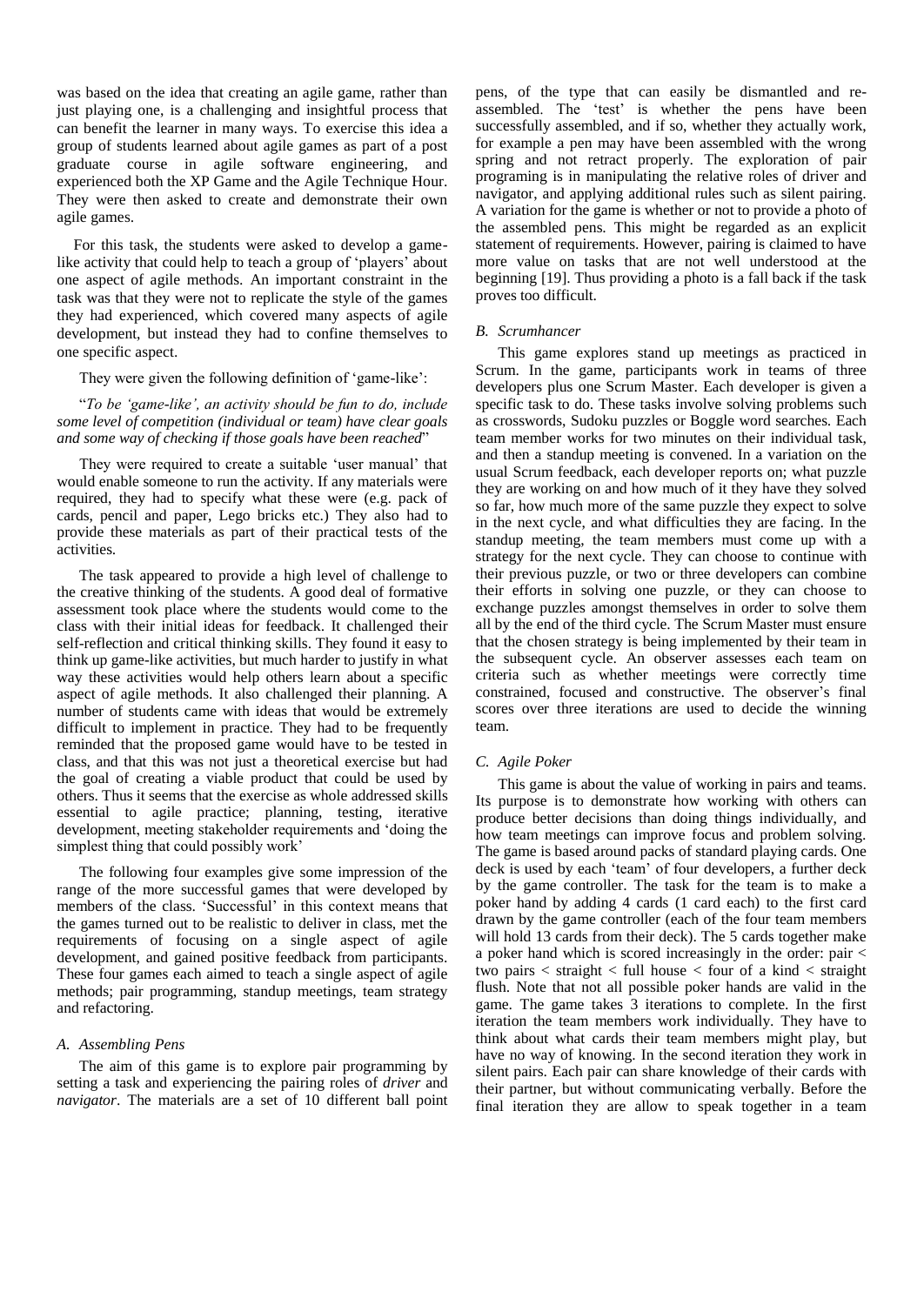was based on the idea that creating an agile game, rather than just playing one, is a challenging and insightful process that can benefit the learner in many ways. To exercise this idea a group of students learned about agile games as part of a post graduate course in agile software engineering, and experienced both the XP Game and the Agile Technique Hour. They were then asked to create and demonstrate their own agile games.

For this task, the students were asked to develop a game-like activity that could help to teach a group of 'players' about one aspect of agile methods. An important constraint in the task was that they were not to replicate the style of the games they had experienced, which covered many aspects of agile development, but instead they had to confine themselves to one specific aspect.

They were given the following definition of 'game-like':

"*To be 'game-like', an activity should be fun to do, include some level of competition (individual or team) have clear goals and some way of checking if those goals have been reached*"

They were required to create a suitable 'user manual' that would enable someone to run the activity. If any materials were required, they had to specify what these were (e.g. pack of cards, pencil and paper, Lego bricks etc.) They also had to provide these materials as part of their practical tests of the activities.

The task appeared to provide a high level of challenge to the creative thinking of the students. A good deal of formative assessment took place where the students would come to the class with their initial ideas for feedback. It challenged their self-reflection and critical thinking skills. They found it easy to think up game-like activities, but much harder to justify in what way these activities would help others learn about a specific aspect of agile methods. It also challenged their planning. A number of students came with ideas that would be extremely difficult to implement in practice. They had to be frequently reminded that the proposed game would have to be tested in class, and that this was not just a theoretical exercise but had the goal of creating a viable product that could be used by others. Thus it seems that the exercise as whole addressed skills essential to agile practice; planning, testing, iterative development, meeting stakeholder requirements and 'doing the simplest thing that could possibly work'

The following four examples give some impression of the range of the more successful games that were developed by members of the class. 'Successful' in this context means that the games turned out to be realistic to deliver in class, met the requirements of focusing on a single aspect of agile development, and gained positive feedback from participants. These four games each aimed to teach a single aspect of agile methods; pair programming, standup meetings, team strategy and refactoring.

### *A. Assembling Pens*

The aim of this game is to explore pair programming by setting a task and experiencing the pairing roles of *driver* and *navigator*. The materials are a set of 10 different ball point pens, of the type that can easily be dismantled and re-assembled. The 'test' is whether the pens have been successfully assembled, and if so, whether they actually work, for example a pen may have been assembled with the wrong spring and not retract properly. The exploration of pair programing is in manipulating the relative roles of driver and navigator, and applying additional rules such as silent pairing. A variation for the game is whether or not to provide a photo of the assembled pens. This might be regarded as an explicit statement of requirements. However, pairing is claimed to have more value on tasks that are not well understood at the beginning [19]. Thus providing a photo is a fall back if the task proves too difficult.

### *B. Scrumhancer*

This game explores stand up meetings as practiced in Scrum. In the game, participants work in teams of three developers plus one Scrum Master. Each developer is given a specific task to do. These tasks involve solving problems such as crosswords, Sudoku puzzles or Boggle word searches. Each team member works for two minutes on their individual task, and then a standup meeting is convened. In a variation on the usual Scrum feedback, each developer reports on; what puzzle they are working on and how much of it they have they solved so far, how much more of the same puzzle they expect to solve in the next cycle, and what difficulties they are facing. In the standup meeting, the team members must come up with a strategy for the next cycle. They can choose to continue with their previous puzzle, or two or three developers can combine their efforts in solving one puzzle, or they can choose to exchange puzzles amongst themselves in order to solve them all by the end of the third cycle. The Scrum Master must ensure that the chosen strategy is being implemented by their team in the subsequent cycle. An observer assesses each team on criteria such as whether meetings were correctly time constrained, focused and constructive. The observer's final scores over three iterations are used to decide the winning team.

### *C. Agile Poker*

This game is about the value of working in pairs and teams. Its purpose is to demonstrate how working with others can produce better decisions than doing things individually, and how team meetings can improve focus and problem solving. The game is based around packs of standard playing cards. One deck is used by each 'team' of four developers, a further deck by the game controller. The task for the team is to make a poker hand by adding 4 cards (1 card each) to the first card drawn by the game controller (each of the four team members will hold 13 cards from their deck). The 5 cards together make a poker hand which is scored increasingly in the order: pair < two pairs < straight < full house < four of a kind < straight flush. Note that not all possible poker hands are valid in the game. The game takes 3 iterations to complete. In the first iteration the team members work individually. They have to think about what cards their team members might play, but have no way of knowing. In the second iteration they work in silent pairs. Each pair can share knowledge of their cards with their partner, but without communicating verbally. Before the final iteration they are allow to speak together in a team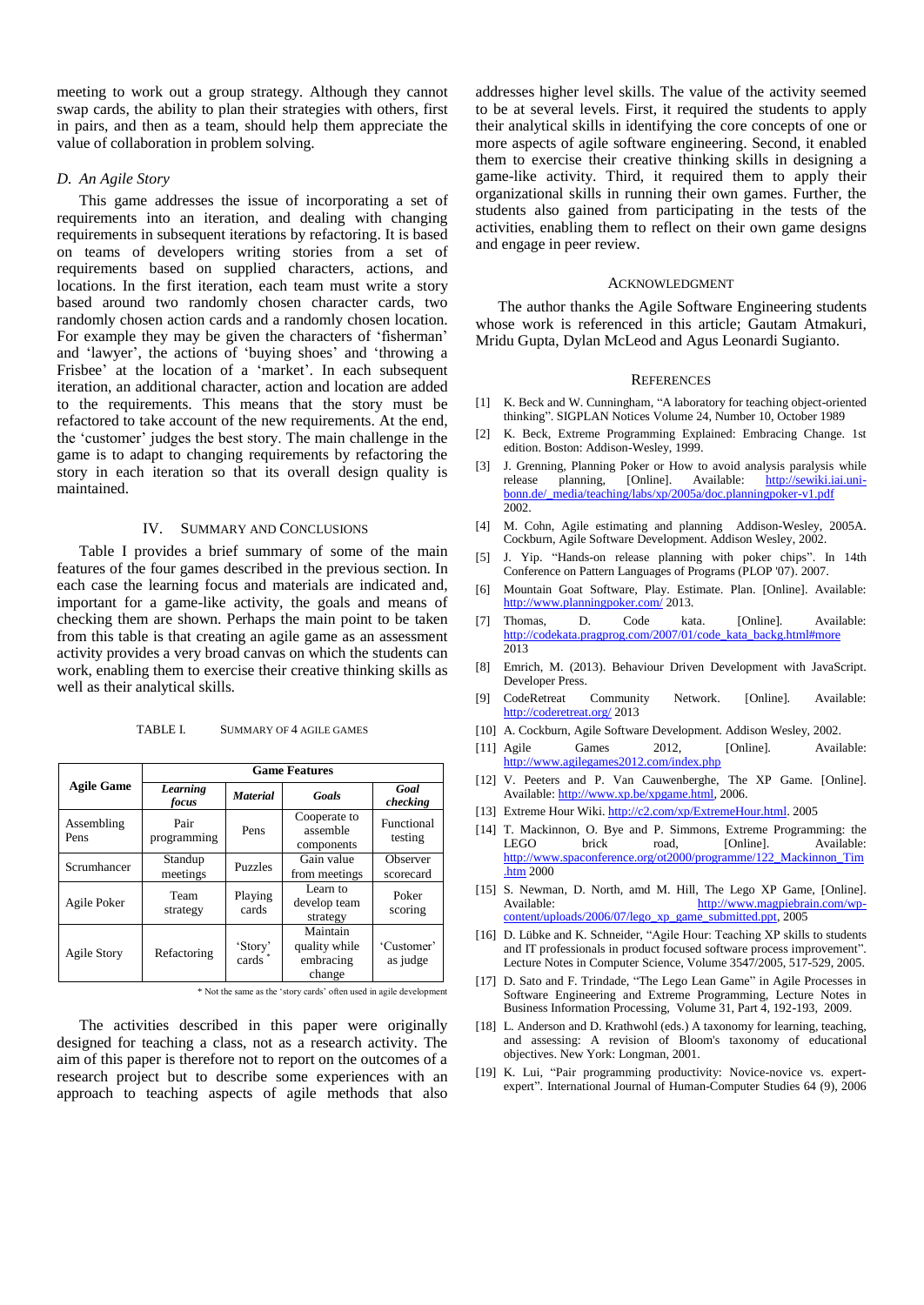meeting to work out a group strategy. Although they cannot swap cards, the ability to plan their strategies with others, first in pairs, and then as a team, should help them appreciate the value of collaboration in problem solving.

### *D. An Agile Story*

This game addresses the issue of incorporating a set of requirements into an iteration, and dealing with changing requirements in subsequent iterations by refactoring. It is based on teams of developers writing stories from a set of requirements based on supplied characters, actions, and locations. In the first iteration, each team must write a story based around two randomly chosen character cards, two randomly chosen action cards and a randomly chosen location. For example they may be given the characters of 'fisherman' and 'lawyer', the actions of 'buying shoes' and 'throwing a Frisbee' at the location of a 'market'. In each subsequent iteration, an additional character, action and location are added to the requirements. This means that the story must be refactored to take account of the new requirements. At the end, the 'customer' judges the best story. The main challenge in the game is to adapt to changing requirements by refactoring the story in each iteration so that its overall design quality is maintained.

## IV. Summary and Conclusions

Table I provides a brief summary of some of the main features of the four games described in the previous section. In each case the learning focus and materials are indicated and, important for a game-like activity, the goals and means of checking them are shown. Perhaps the main point to be taken from this table is that creating an agile game as an assessment activity provides a very broad canvas on which the students can work, enabling them to exercise their creative thinking skills as well as their analytical skills.

TABLE I. Summary of 4 Agile Games

| **Agile Game** | **Game Features** | | | |
|---|---|---|---|---|
| | ***Learning focus*** | ***Material*** | ***Goals*** | ***Goal checking*** |
| Assembling Pens | Pair programming | Pens | Cooperate to assemble components | Functional testing |
| Scrumhancer | Standup meetings | Puzzles | Gain value from meetings | Observer scorecard |
| Agile Poker | Team strategy | Playing cards | Learn to develop team strategy | Poker scoring |
| Agile Story | Refactoring | 'Story' cards * | Maintain quality while embracing change | 'Customer' as judge |

\* Not the same as the 'story cards' often used in agile development

The activities described in this paper were originally designed for teaching a class, not as a research activity. The aim of this paper is therefore not to report on the outcomes of a research project but to describe some experiences with an approach to teaching aspects of agile methods that also addresses higher level skills. The value of the activity seemed to be at several levels. First, it required the students to apply their analytical skills in identifying the core concepts of one or more aspects of agile software engineering. Second, it enabled them to exercise their creative thinking skills in designing a game-like activity. Third, it required them to apply their organizational skills in running their own games. Further, the students also gained from participating in the tests of the activities, enabling them to reflect on their own game designs and engage in peer review.

## Acknowledgment

The author thanks the Agile Software Engineering students whose work is referenced in this article; Gautam Atmakuri, Mridu Gupta, Dylan McLeod and Agus Leonardi Sugianto.

## References

[1] K. Beck and W. Cunningham, "A laboratory for teaching object-oriented thinking". SIGPLAN Notices Volume 24, Number 10, October 1989

[2] K. Beck, Extreme Programming Explained: Embracing Change. 1st edition. Boston: Addison-Wesley, 1999.

[3] J. Grenning, Planning Poker or How to avoid analysis paralysis while release planning, [Online]. Available: http://sewiki.iai.uni-bonn.de/_media/teaching/labs/xp/2005a/doc.planningpoker-v1.pdf 2002.

[4] M. Cohn, Agile estimating and planning Addison-Wesley, 2005A. Cockburn, Agile Software Development. Addison Wesley, 2002.

[5] J. Yip. "Hands-on release planning with poker chips". In 14th Conference on Pattern Languages of Programs (PLOP '07). 2007.

[6] Mountain Goat Software, Play. Estimate. Plan. [Online]. Available: http://www.planningpoker.com/ 2013.

[7] Thomas, D. Code kata. [Online]. Available: http://codekata.pragprog.com/2007/01/code_kata_backg.html#more 2013

[8] Emrich, M. (2013). Behaviour Driven Development with JavaScript. Developer Press.

[9] CodeRetreat Community Network. [Online]. Available: http://coderetreat.org/ 2013

[10] A. Cockburn, Agile Software Development. Addison Wesley, 2002.

[11] Agile Games 2012, [Online]. Available: http://www.agilegames2012.com/index.php

[12] V. Peeters and P. Van Cauwenberghe, The XP Game. [Online]. Available: http://www.xp.be/xpgame.html, 2006.

[13] Extreme Hour Wiki. http://c2.com/xp/ExtremeHour.html. 2005

[14] T. Mackinnon, O. Bye and P. Simmons, Extreme Programming: the LEGO brick road, [Online]. Available: http://www.spaconference.org/ot2000/programme/122_Mackinnon_Tim.htm 2000

[15] S. Newman, D. North, amd M. Hill, The Lego XP Game, [Online]. Available: http://www.magpiebrain.com/wp-content/uploads/2006/07/lego_xp_game_submitted.ppt, 2005

[16] D. Lübke and K. Schneider, "Agile Hour: Teaching XP skills to students and IT professionals in product focused software process improvement". Lecture Notes in Computer Science, Volume 3547/2005, 517-529, 2005.

[17] D. Sato and F. Trindade, "The Lego Lean Game" in Agile Processes in Software Engineering and Extreme Programming, Lecture Notes in Business Information Processing, Volume 31, Part 4, 192-193, 2009.

[18] L. Anderson and D. Krathwohl (eds.) A taxonomy for learning, teaching, and assessing: A revision of Bloom's taxonomy of educational objectives. New York: Longman, 2001.

[19] K. Lui, "Pair programming productivity: Novice-novice vs. expert-expert". International Journal of Human-Computer Studies 64 (9), 2006